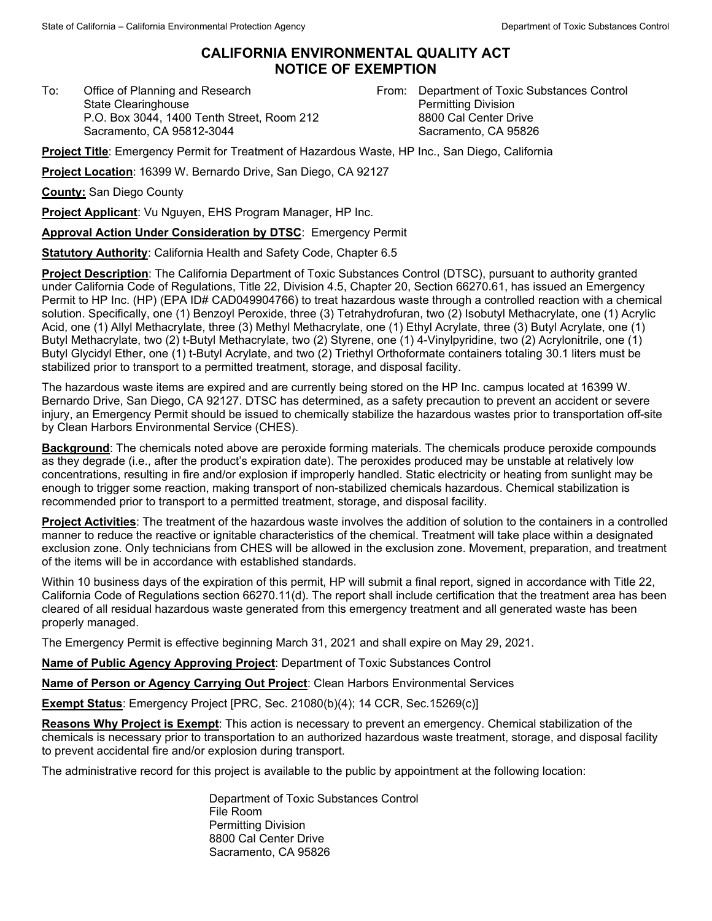# CALIFORNIA ENVIRONMENTAL QUALITY ACT
# NOTICE OF EXEMPTION

To: Office of Planning and Research
State Clearinghouse
P.O. Box 3044, 1400 Tenth Street, Room 212
Sacramento, CA 95812-3044

From: Department of Toxic Substances Control
Permitting Division
8800 Cal Center Drive
Sacramento, CA 95826

**Project Title**: Emergency Permit for Treatment of Hazardous Waste, HP Inc., San Diego, California

**Project Location**: 16399 W. Bernardo Drive, San Diego, CA 92127

**County:** San Diego County

**Project Applicant**: Vu Nguyen, EHS Program Manager, HP Inc.

**Approval Action Under Consideration by DTSC**: Emergency Permit

**Statutory Authority**: California Health and Safety Code, Chapter 6.5

**Project Description**: The California Department of Toxic Substances Control (DTSC), pursuant to authority granted under California Code of Regulations, Title 22, Division 4.5, Chapter 20, Section 66270.61, has issued an Emergency Permit to HP Inc. (HP) (EPA ID# CAD049904766) to treat hazardous waste through a controlled reaction with a chemical solution. Specifically, one (1) Benzoyl Peroxide, three (3) Tetrahydrofuran, two (2) Isobutyl Methacrylate, one (1) Acrylic Acid, one (1) Allyl Methacrylate, three (3) Methyl Methacrylate, one (1) Ethyl Acrylate, three (3) Butyl Acrylate, one (1) Butyl Methacrylate, two (2) t-Butyl Methacrylate, two (2) Styrene, one (1) 4-Vinylpyridine, two (2) Acrylonitrile, one (1) Butyl Glycidyl Ether, one (1) t-Butyl Acrylate, and two (2) Triethyl Orthoformate containers totaling 30.1 liters must be stabilized prior to transport to a permitted treatment, storage, and disposal facility.

The hazardous waste items are expired and are currently being stored on the HP Inc. campus located at 16399 W. Bernardo Drive, San Diego, CA 92127. DTSC has determined, as a safety precaution to prevent an accident or severe injury, an Emergency Permit should be issued to chemically stabilize the hazardous wastes prior to transportation off-site by Clean Harbors Environmental Service (CHES).

**Background**: The chemicals noted above are peroxide forming materials. The chemicals produce peroxide compounds as they degrade (i.e., after the product's expiration date). The peroxides produced may be unstable at relatively low concentrations, resulting in fire and/or explosion if improperly handled. Static electricity or heating from sunlight may be enough to trigger some reaction, making transport of non-stabilized chemicals hazardous. Chemical stabilization is recommended prior to transport to a permitted treatment, storage, and disposal facility.

**Project Activities**: The treatment of the hazardous waste involves the addition of solution to the containers in a controlled manner to reduce the reactive or ignitable characteristics of the chemical. Treatment will take place within a designated exclusion zone. Only technicians from CHES will be allowed in the exclusion zone. Movement, preparation, and treatment of the items will be in accordance with established standards.

Within 10 business days of the expiration of this permit, HP will submit a final report, signed in accordance with Title 22, California Code of Regulations section 66270.11(d). The report shall include certification that the treatment area has been cleared of all residual hazardous waste generated from this emergency treatment and all generated waste has been properly managed.

The Emergency Permit is effective beginning March 31, 2021 and shall expire on May 29, 2021.

**Name of Public Agency Approving Project**: Department of Toxic Substances Control

**Name of Person or Agency Carrying Out Project**: Clean Harbors Environmental Services

**Exempt Status**: Emergency Project [PRC, Sec. 21080(b)(4); 14 CCR, Sec.15269(c)]

**Reasons Why Project is Exempt**: This action is necessary to prevent an emergency. Chemical stabilization of the chemicals is necessary prior to transportation to an authorized hazardous waste treatment, storage, and disposal facility to prevent accidental fire and/or explosion during transport.

The administrative record for this project is available to the public by appointment at the following location:

Department of Toxic Substances Control
File Room
Permitting Division
8800 Cal Center Drive
Sacramento, CA 95826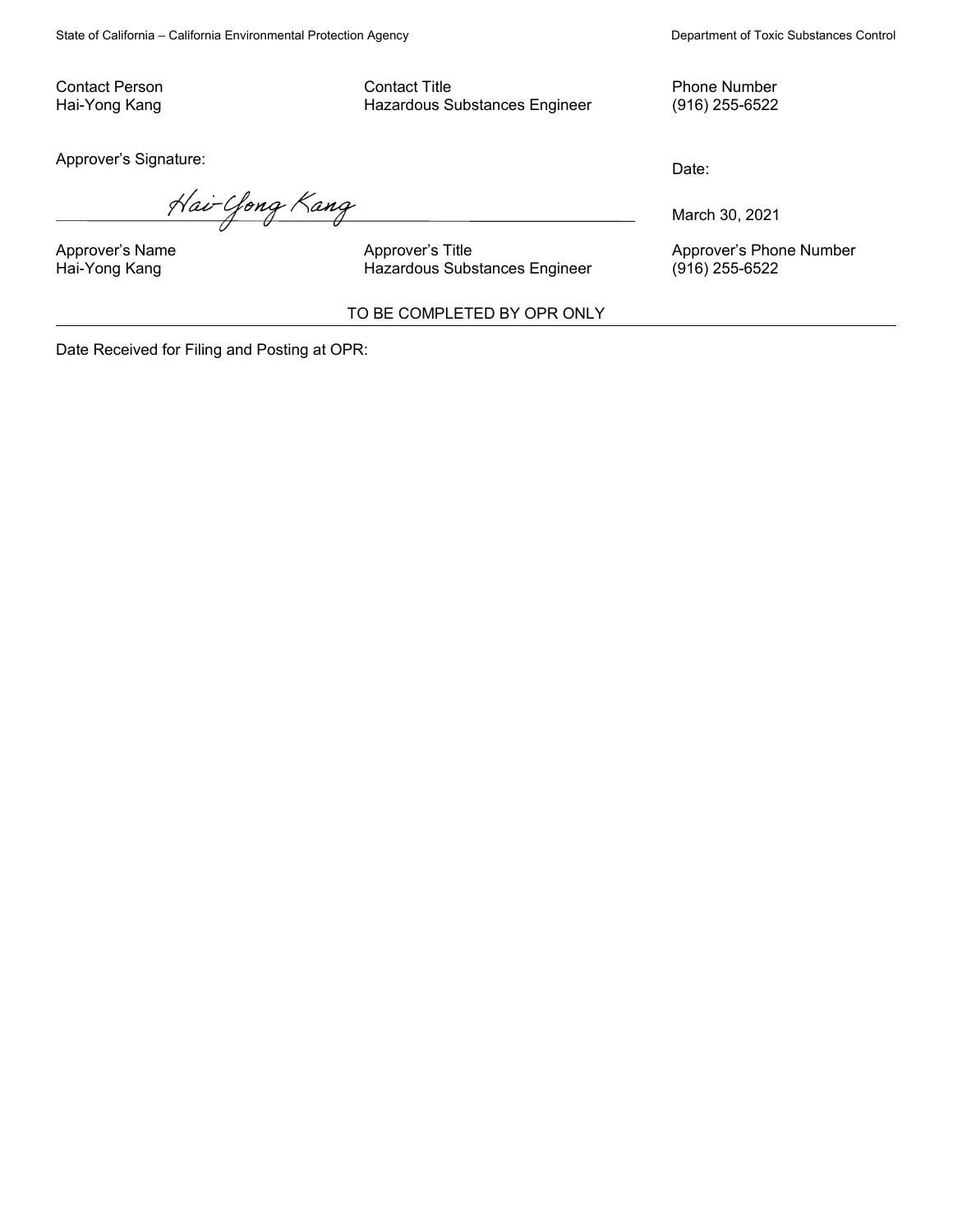Contact Person
Hai-Yong Kang

Contact Title
Hazardous Substances Engineer

Phone Number
(916) 255-6522

Approver's Signature:

Hai-Yong Kang

Date:

March 30, 2021

Approver's Name
Hai-Yong Kang

Approver's Title
Hazardous Substances Engineer

Approver's Phone Number
(916) 255-6522

TO BE COMPLETED BY OPR ONLY

Date Received for Filing and Posting at OPR: